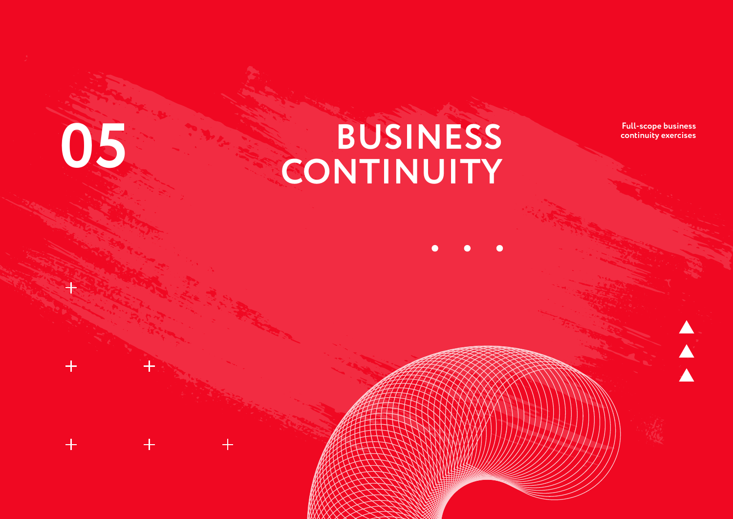# 05 BUSINESS CONTINUITY

Full-scope business continuity exercises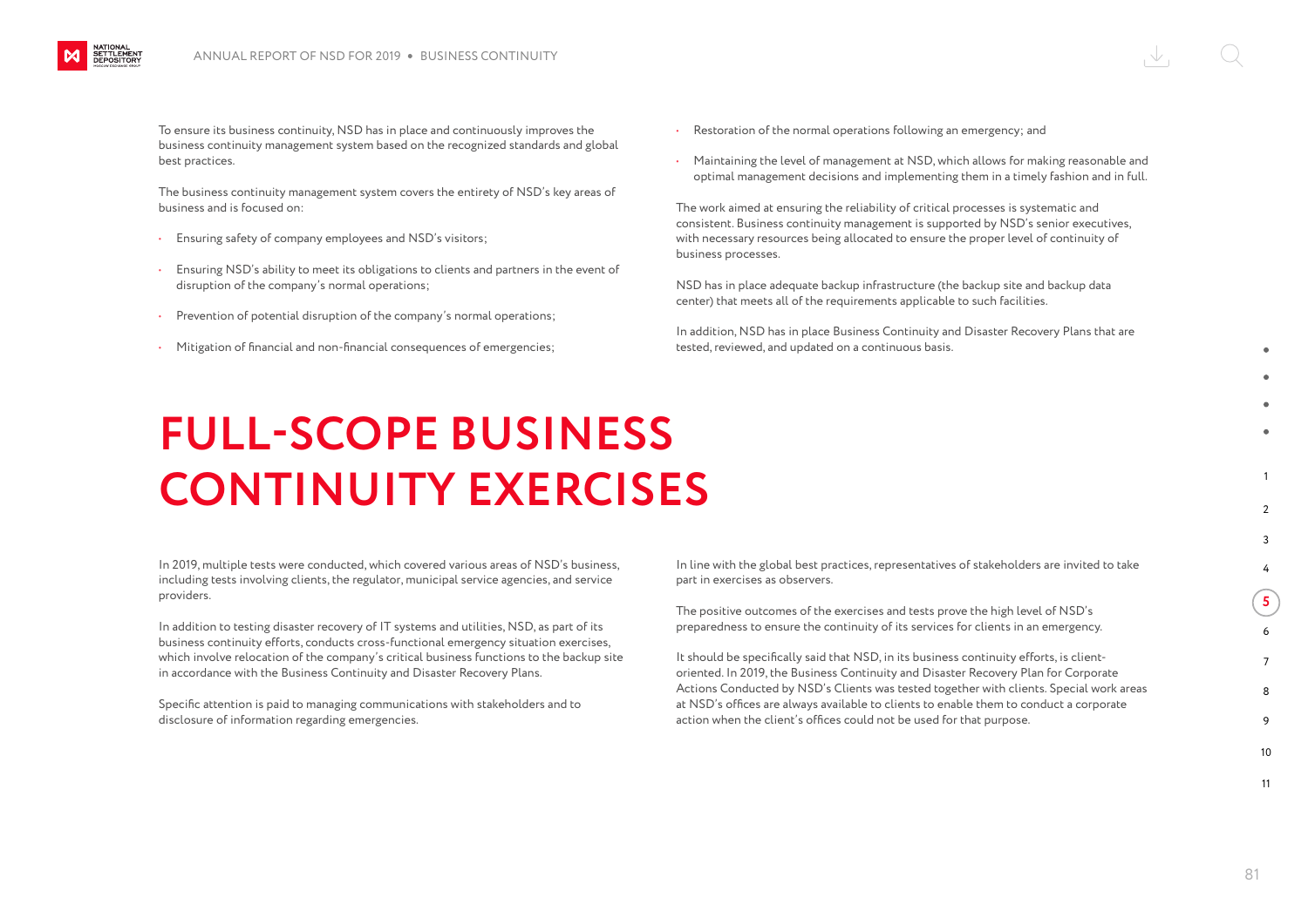To ensure its business continuity, NSD has in place and continuously improves the business continuity management system based on the recognized standards and global best practices.

The business continuity management system covers the entirety of NSD's key areas of business and is focused on:

- Ensuring safety of company employees and NSD's visitors;
- Ensuring NSD's ability to meet its obligations to clients and partners in the event of disruption of the company's normal operations;
- Prevention of potential disruption of the company's normal operations;
- Mitigation of financial and non-financial consequences of emergencies;
- Restoration of the normal operations following an emergency; and
- Maintaining the level of management at NSD, which allows for making reasonable and optimal management decisions and implementing them in a timely fashion and in full.

The work aimed at ensuring the reliability of critical processes is systematic and consistent. Business continuity management is supported by NSD's senior executives, with necessary resources being allocated to ensure the proper level of continuity of business processes.

NSD has in place adequate backup infrastructure (the backup site and backup data center) that meets all of the requirements applicable to such facilities.

In addition, NSD has in place Business Continuity and Disaster Recovery Plans that are tested, reviewed, and updated on a continuous basis.

# FULL-SCOPE BUSINESS CONTINUITY EXERCISES

In 2019, multiple tests were conducted, which covered various areas of NSD's business, including tests involving clients, the regulator, municipal service agencies, and service providers.

In addition to testing disaster recovery of IT systems and utilities, NSD, as part of its business continuity efforts, conducts cross-functional emergency situation exercises, which involve relocation of the company's critical business functions to the backup site in accordance with the Business Continuity and Disaster Recovery Plans.

Specific attention is paid to managing communications with stakeholders and to disclosure of information regarding emergencies.

In line with the global best practices, representatives of stakeholders are invited to take part in exercises as observers.

The positive outcomes of the exercises and tests prove the high level of NSD's preparedness to ensure the continuity of its services for clients in an emergency.

It should be specifically said that NSD, in its business continuity efforts, is client-oriented. In 2019, the Business Continuity and Disaster Recovery Plan for Corporate Actions Conducted by NSD's Clients was tested together with clients. Special work areas at NSD's offices are always available to clients to enable them to conduct a corporate action when the client's offices could not be used for that purpose.